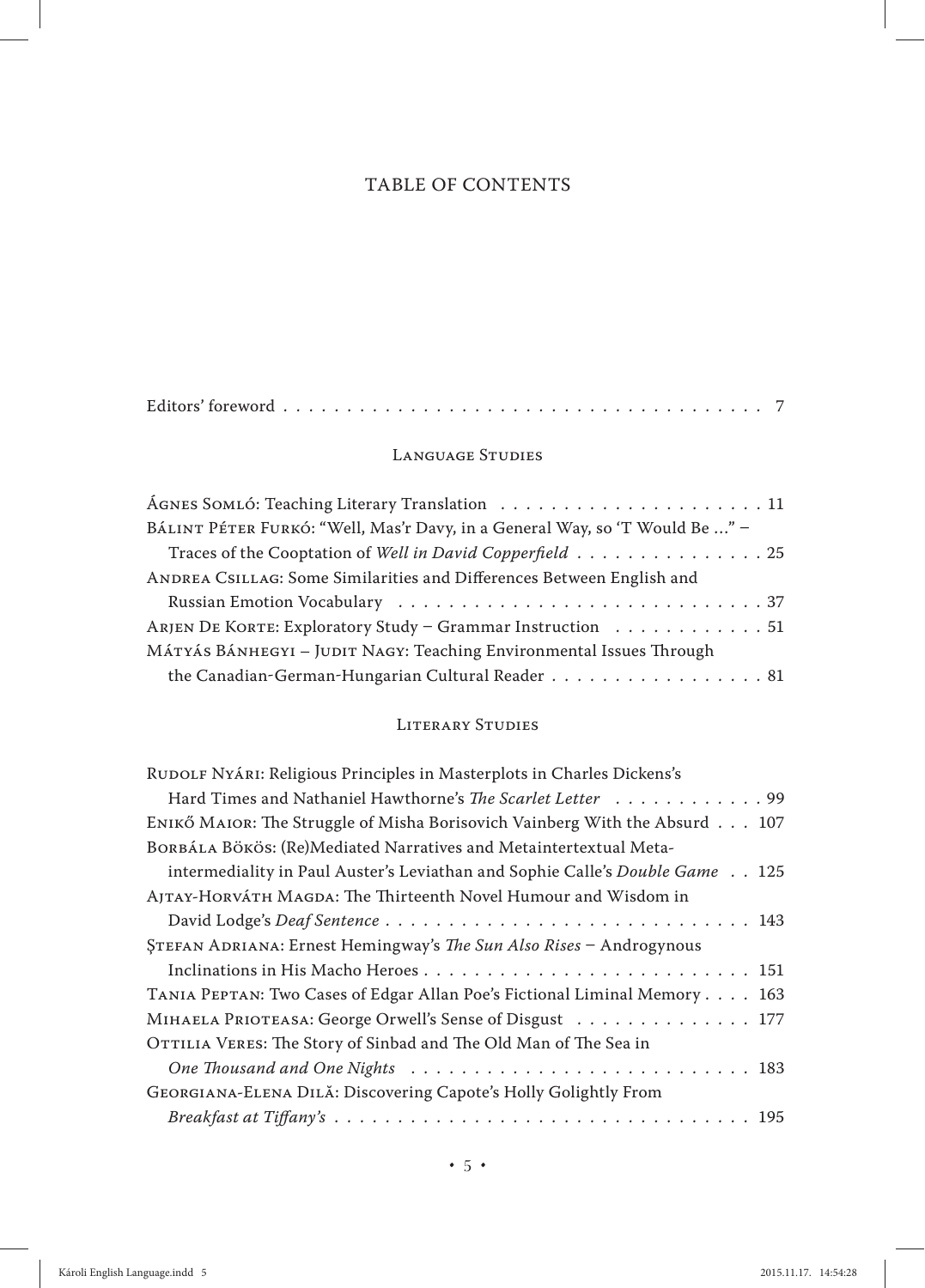# TABLE OF CONTENTS

Editors' foreword . . . . . . . . . . . . . . . . . . . . . . . . . . . . . . . . . . . . . . . 7

## Language Studies

Ágnes Somló: Teaching Literary Translation . . . . . . . . . . . . . . . . . . . . . 11

Bálint Péter Furkó: "Well, Mas'r Davy, in a General Way, so 'T Would Be ..." – Traces of the Cooptation of *Well in David Copperfield* . . . . . . . . . . . . . . . 25

Andrea Csillag: Some Similarities and Differences Between English and Russian Emotion Vocabulary . . . . . . . . . . . . . . . . . . . . . . . . . . . . . 37

Arjen De Korte: Exploratory Study – Grammar Instruction . . . . . . . . . . . . 51

Mátyás Bánhegyi – Judit Nagy: Teaching Environmental Issues Through the Canadian-German-Hungarian Cultural Reader . . . . . . . . . . . . . . . . . 81

## Literary Studies

Rudolf Nyári: Religious Principles in Masterplots in Charles Dickens's Hard Times and Nathaniel Hawthorne's *The Scarlet Letter* . . . . . . . . . . . . 99

Enikő Maior: The Struggle of Misha Borisovich Vainberg With the Absurd . . . 107

Borbála Bökös: (Re)Mediated Narratives and Metaintertextual Meta-intermediality in Paul Auster's Leviathan and Sophie Calle's *Double Game* . . 125

Ajtay-Horváth Magda: The Thirteenth Novel Humour and Wisdom in David Lodge's *Deaf Sentence* . . . . . . . . . . . . . . . . . . . . . . . . . . . . 143

Ştefan Adriana: Ernest Hemingway's *The Sun Also Rises* – Androgynous Inclinations in His Macho Heroes . . . . . . . . . . . . . . . . . . . . . . . . . 151

Tania Peptan: Two Cases of Edgar Allan Poe's Fictional Liminal Memory . . . . 163

Mihaela Prioteasa: George Orwell's Sense of Disgust . . . . . . . . . . . . . . 177

Ottilia Veres: The Story of Sinbad and The Old Man of The Sea in *One Thousand and One Nights* . . . . . . . . . . . . . . . . . . . . . . . . . . 183

Georgiana-Elena Dilă: Discovering Capote's Holly Golightly From *Breakfast at Tiffany's* . . . . . . . . . . . . . . . . . . . . . . . . . . . . . . . . . 195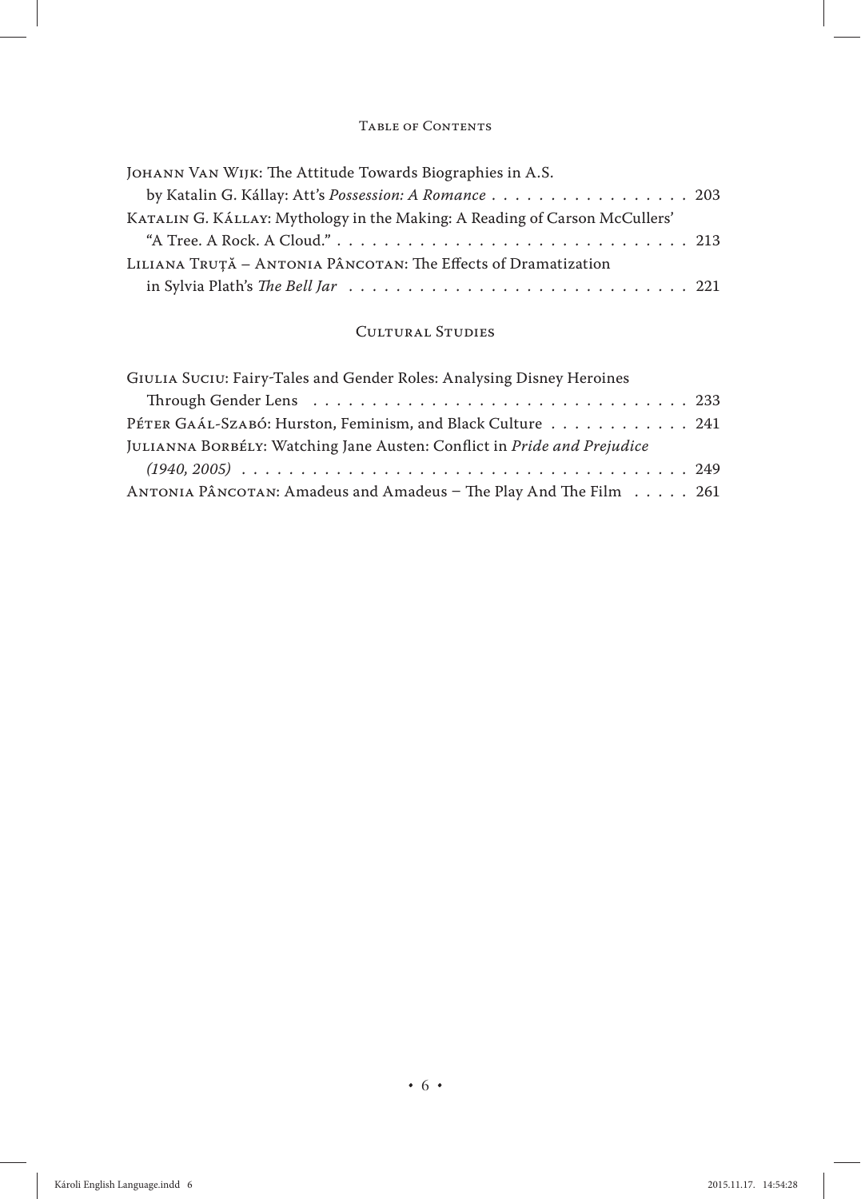Johann Van Wijk: The Attitude Towards Biographies in A.S. by Katalin G. Kállay: Att's *Possession: A Romance* . . . . . . . . . . . . . . . . . 203

Katalin G. Kállay: Mythology in the Making: A Reading of Carson McCullers' "A Tree. A Rock. A Cloud." . . . . . . . . . . . . . . . . . . . . . . . . . . . . . . 213

Liliana Truță – Antonia Pâncotan: The Effects of Dramatization in Sylvia Plath's *The Bell Jar* . . . . . . . . . . . . . . . . . . . . . . . . . . . . . 221

## Cultural Studies

Giulia Suciu: Fairy-Tales and Gender Roles: Analysing Disney Heroines Through Gender Lens . . . . . . . . . . . . . . . . . . . . . . . . . . . . . . . . 233

Péter Gaál-Szabó: Hurston, Feminism, and Black Culture . . . . . . . . . . . . 241

Julianna Borbély: Watching Jane Austen: Conflict in *Pride and Prejudice (1940, 2005)* . . . . . . . . . . . . . . . . . . . . . . . . . . . . . . . . . . . . . . . . 249

Antonia Pâncotan: Amadeus and Amadeus – The Play And The Film . . . . . 261